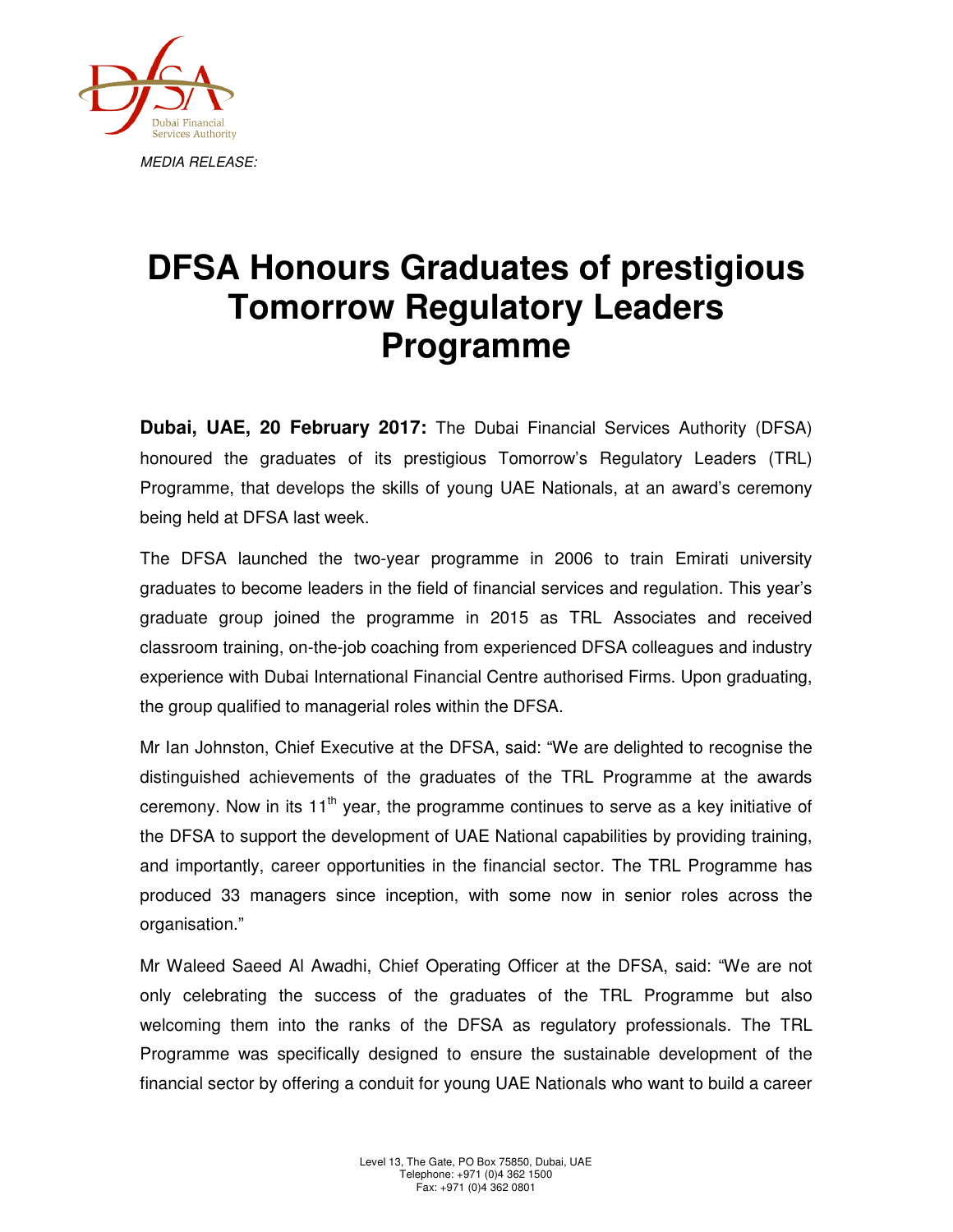*MEDIA RELEASE:*

# DFSA Honours Graduates of prestigious Tomorrow Regulatory Leaders Programme

**Dubai, UAE, 20 February 2017:** The Dubai Financial Services Authority (DFSA) honoured the graduates of its prestigious Tomorrow's Regulatory Leaders (TRL) Programme, that develops the skills of young UAE Nationals, at an award's ceremony being held at DFSA last week.

The DFSA launched the two-year programme in 2006 to train Emirati university graduates to become leaders in the field of financial services and regulation. This year's graduate group joined the programme in 2015 as TRL Associates and received classroom training, on-the-job coaching from experienced DFSA colleagues and industry experience with Dubai International Financial Centre authorised Firms. Upon graduating, the group qualified to managerial roles within the DFSA.

Mr Ian Johnston, Chief Executive at the DFSA, said: "We are delighted to recognise the distinguished achievements of the graduates of the TRL Programme at the awards ceremony. Now in its 11th year, the programme continues to serve as a key initiative of the DFSA to support the development of UAE National capabilities by providing training, and importantly, career opportunities in the financial sector. The TRL Programme has produced 33 managers since inception, with some now in senior roles across the organisation."

Mr Waleed Saeed Al Awadhi, Chief Operating Officer at the DFSA, said: "We are not only celebrating the success of the graduates of the TRL Programme but also welcoming them into the ranks of the DFSA as regulatory professionals. The TRL Programme was specifically designed to ensure the sustainable development of the financial sector by offering a conduit for young UAE Nationals who want to build a career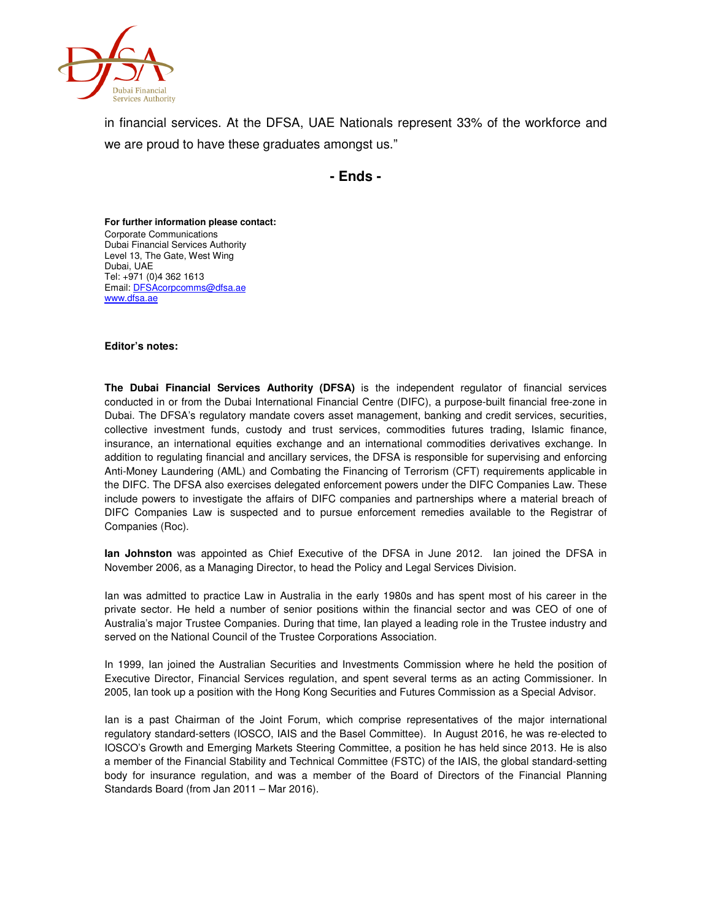in financial services. At the DFSA, UAE Nationals represent 33% of the workforce and we are proud to have these graduates amongst us."

**- Ends -**

**For further information please contact:**
Corporate Communications
Dubai Financial Services Authority
Level 13, The Gate, West Wing
Dubai, UAE
Tel: +971 (0)4 362 1613
Email: DFSAcorpcomms@dfsa.ae
www.dfsa.ae

**Editor's notes:**

**The Dubai Financial Services Authority (DFSA)** is the independent regulator of financial services conducted in or from the Dubai International Financial Centre (DIFC), a purpose-built financial free-zone in Dubai. The DFSA's regulatory mandate covers asset management, banking and credit services, securities, collective investment funds, custody and trust services, commodities futures trading, Islamic finance, insurance, an international equities exchange and an international commodities derivatives exchange. In addition to regulating financial and ancillary services, the DFSA is responsible for supervising and enforcing Anti-Money Laundering (AML) and Combating the Financing of Terrorism (CFT) requirements applicable in the DIFC. The DFSA also exercises delegated enforcement powers under the DIFC Companies Law. These include powers to investigate the affairs of DIFC companies and partnerships where a material breach of DIFC Companies Law is suspected and to pursue enforcement remedies available to the Registrar of Companies (Roc).

**Ian Johnston** was appointed as Chief Executive of the DFSA in June 2012. Ian joined the DFSA in November 2006, as a Managing Director, to head the Policy and Legal Services Division.

Ian was admitted to practice Law in Australia in the early 1980s and has spent most of his career in the private sector. He held a number of senior positions within the financial sector and was CEO of one of Australia's major Trustee Companies. During that time, Ian played a leading role in the Trustee industry and served on the National Council of the Trustee Corporations Association.

In 1999, Ian joined the Australian Securities and Investments Commission where he held the position of Executive Director, Financial Services regulation, and spent several terms as an acting Commissioner. In 2005, Ian took up a position with the Hong Kong Securities and Futures Commission as a Special Advisor.

Ian is a past Chairman of the Joint Forum, which comprise representatives of the major international regulatory standard-setters (IOSCO, IAIS and the Basel Committee). In August 2016, he was re-elected to IOSCO's Growth and Emerging Markets Steering Committee, a position he has held since 2013. He is also a member of the Financial Stability and Technical Committee (FSTC) of the IAIS, the global standard-setting body for insurance regulation, and was a member of the Board of Directors of the Financial Planning Standards Board (from Jan 2011 – Mar 2016).